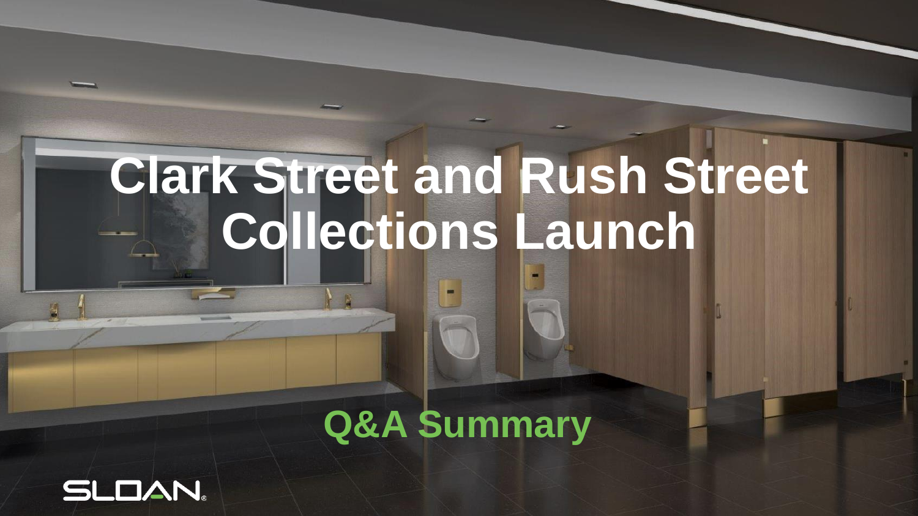# Clark Street and Rush Street Collections Launch

## Q&A Summary

SLOAN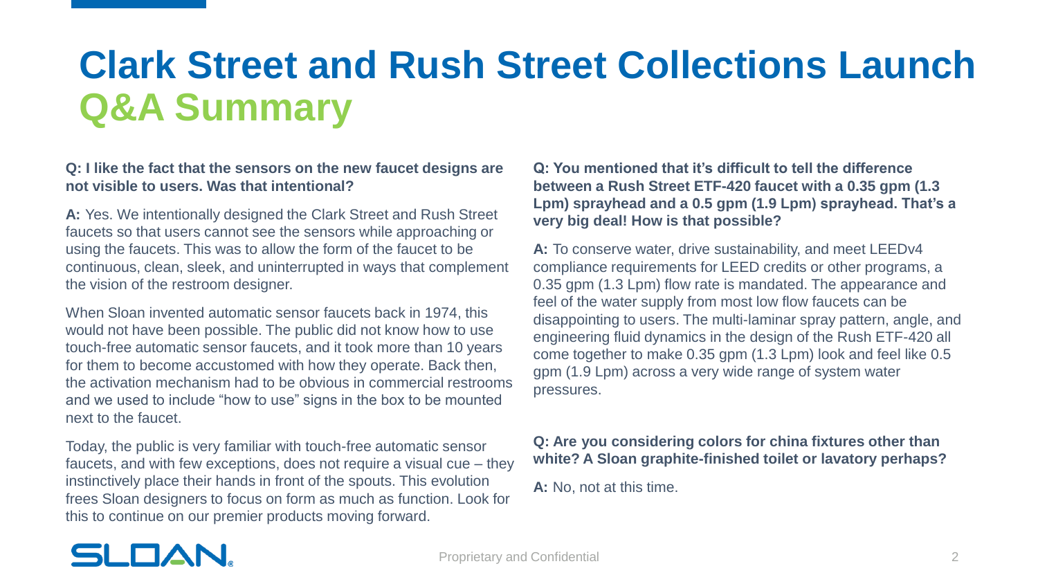# Clark Street and Rush Street Collections Launch
## Q&A Summary

**Q: I like the fact that the sensors on the new faucet designs are not visible to users. Was that intentional?**

**A:** Yes. We intentionally designed the Clark Street and Rush Street faucets so that users cannot see the sensors while approaching or using the faucets. This was to allow the form of the faucet to be continuous, clean, sleek, and uninterrupted in ways that complement the vision of the restroom designer.

When Sloan invented automatic sensor faucets back in 1974, this would not have been possible. The public did not know how to use touch-free automatic sensor faucets, and it took more than 10 years for them to become accustomed with how they operate. Back then, the activation mechanism had to be obvious in commercial restrooms and we used to include "how to use" signs in the box to be mounted next to the faucet.

Today, the public is very familiar with touch-free automatic sensor faucets, and with few exceptions, does not require a visual cue – they instinctively place their hands in front of the spouts. This evolution frees Sloan designers to focus on form as much as function. Look for this to continue on our premier products moving forward.

**Q: You mentioned that it's difficult to tell the difference between a Rush Street ETF-420 faucet with a 0.35 gpm (1.3 Lpm) sprayhead and a 0.5 gpm (1.9 Lpm) sprayhead. That's a very big deal! How is that possible?**

**A:** To conserve water, drive sustainability, and meet LEEDv4 compliance requirements for LEED credits or other programs, a 0.35 gpm (1.3 Lpm) flow rate is mandated. The appearance and feel of the water supply from most low flow faucets can be disappointing to users. The multi-laminar spray pattern, angle, and engineering fluid dynamics in the design of the Rush ETF-420 all come together to make 0.35 gpm (1.3 Lpm) look and feel like 0.5 gpm (1.9 Lpm) across a very wide range of system water pressures.

**Q: Are you considering colors for china fixtures other than white? A Sloan graphite-finished toilet or lavatory perhaps?**

**A:** No, not at this time.

SLOAN

Proprietary and Confidential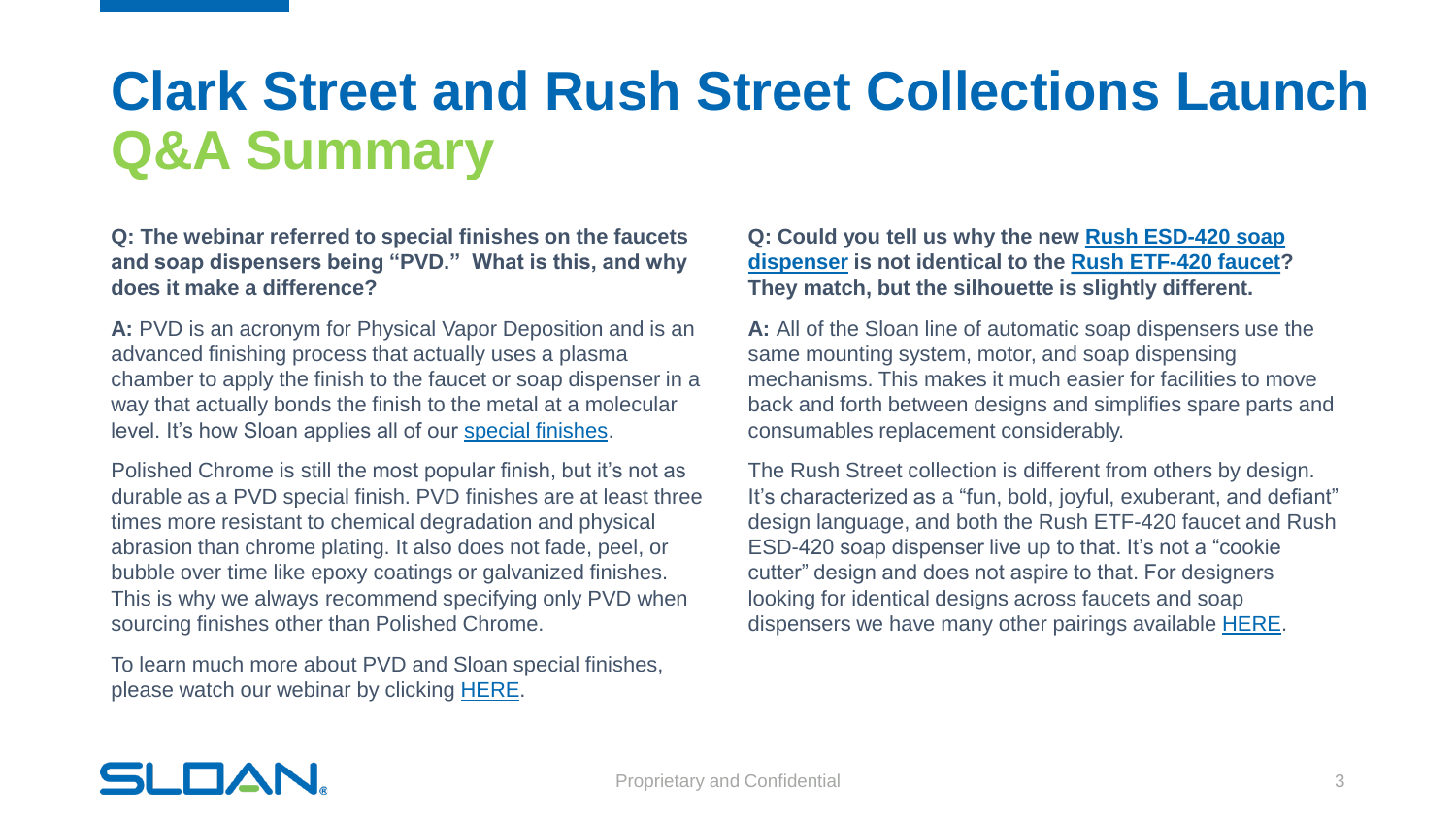# Clark Street and Rush Street Collections Launch Q&A Summary

**Q: The webinar referred to special finishes on the faucets and soap dispensers being "PVD." What is this, and why does it make a difference?**

**A:** PVD is an acronym for Physical Vapor Deposition and is an advanced finishing process that actually uses a plasma chamber to apply the finish to the faucet or soap dispenser in a way that actually bonds the finish to the metal at a molecular level. It's how Sloan applies all of our special finishes.

Polished Chrome is still the most popular finish, but it's not as durable as a PVD special finish. PVD finishes are at least three times more resistant to chemical degradation and physical abrasion than chrome plating. It also does not fade, peel, or bubble over time like epoxy coatings or galvanized finishes. This is why we always recommend specifying only PVD when sourcing finishes other than Polished Chrome.

To learn much more about PVD and Sloan special finishes, please watch our webinar by clicking HERE.

**Q: Could you tell us why the new Rush ESD-420 soap dispenser is not identical to the Rush ETF-420 faucet? They match, but the silhouette is slightly different.**

**A:** All of the Sloan line of automatic soap dispensers use the same mounting system, motor, and soap dispensing mechanisms. This makes it much easier for facilities to move back and forth between designs and simplifies spare parts and consumables replacement considerably.

The Rush Street collection is different from others by design. It's characterized as a "fun, bold, joyful, exuberant, and defiant" design language, and both the Rush ETF-420 faucet and Rush ESD-420 soap dispenser live up to that. It's not a "cookie cutter" design and does not aspire to that. For designers looking for identical designs across faucets and soap dispensers we have many other pairings available HERE.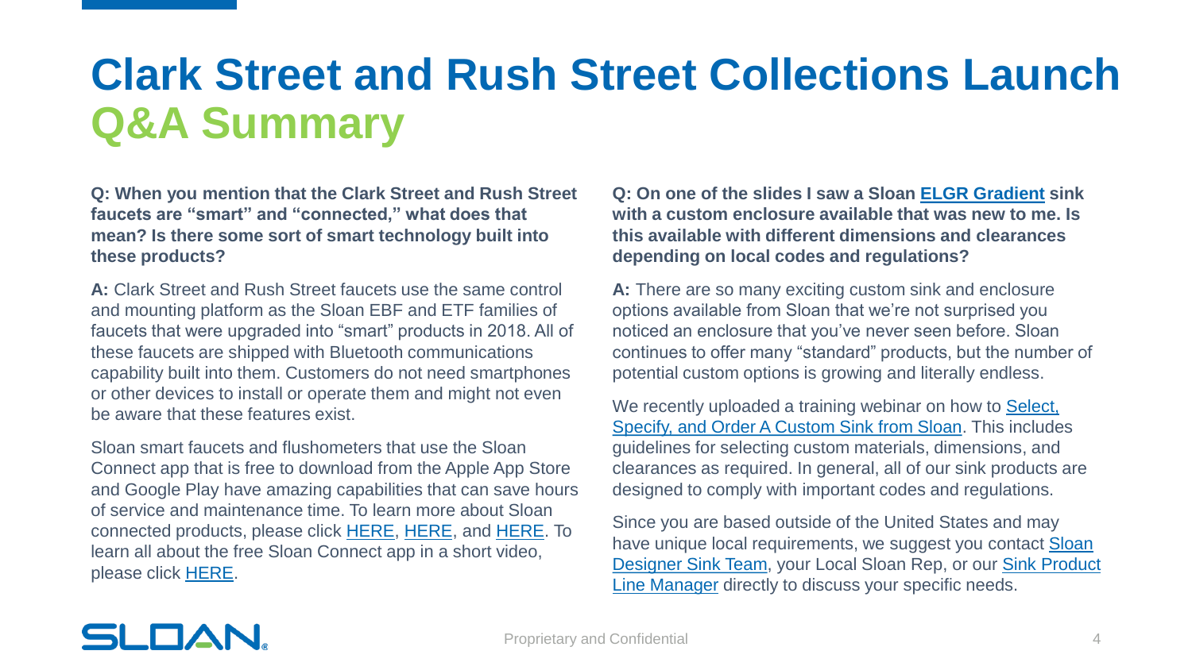# Clark Street and Rush Street Collections Launch
## Q&A Summary

**Q: When you mention that the Clark Street and Rush Street faucets are "smart" and "connected," what does that mean? Is there some sort of smart technology built into these products?**

**A:** Clark Street and Rush Street faucets use the same control and mounting platform as the Sloan EBF and ETF families of faucets that were upgraded into "smart" products in 2018. All of these faucets are shipped with Bluetooth communications capability built into them. Customers do not need smartphones or other devices to install or operate them and might not even be aware that these features exist.

Sloan smart faucets and flushometers that use the Sloan Connect app that is free to download from the Apple App Store and Google Play have amazing capabilities that can save hours of service and maintenance time. To learn more about Sloan connected products, please click HERE, HERE, and HERE. To learn all about the free Sloan Connect app in a short video, please click HERE.

**Q: On one of the slides I saw a Sloan ELGR Gradient sink with a custom enclosure available that was new to me. Is this available with different dimensions and clearances depending on local codes and regulations?**

**A:** There are so many exciting custom sink and enclosure options available from Sloan that we're not surprised you noticed an enclosure that you've never seen before. Sloan continues to offer many "standard" products, but the number of potential custom options is growing and literally endless.

We recently uploaded a training webinar on how to Select, Specify, and Order A Custom Sink from Sloan. This includes guidelines for selecting custom materials, dimensions, and clearances as required. In general, all of our sink products are designed to comply with important codes and regulations.

Since you are based outside of the United States and may have unique local requirements, we suggest you contact Sloan Designer Sink Team, your Local Sloan Rep, or our Sink Product Line Manager directly to discuss your specific needs.

SLOAN

Proprietary and Confidential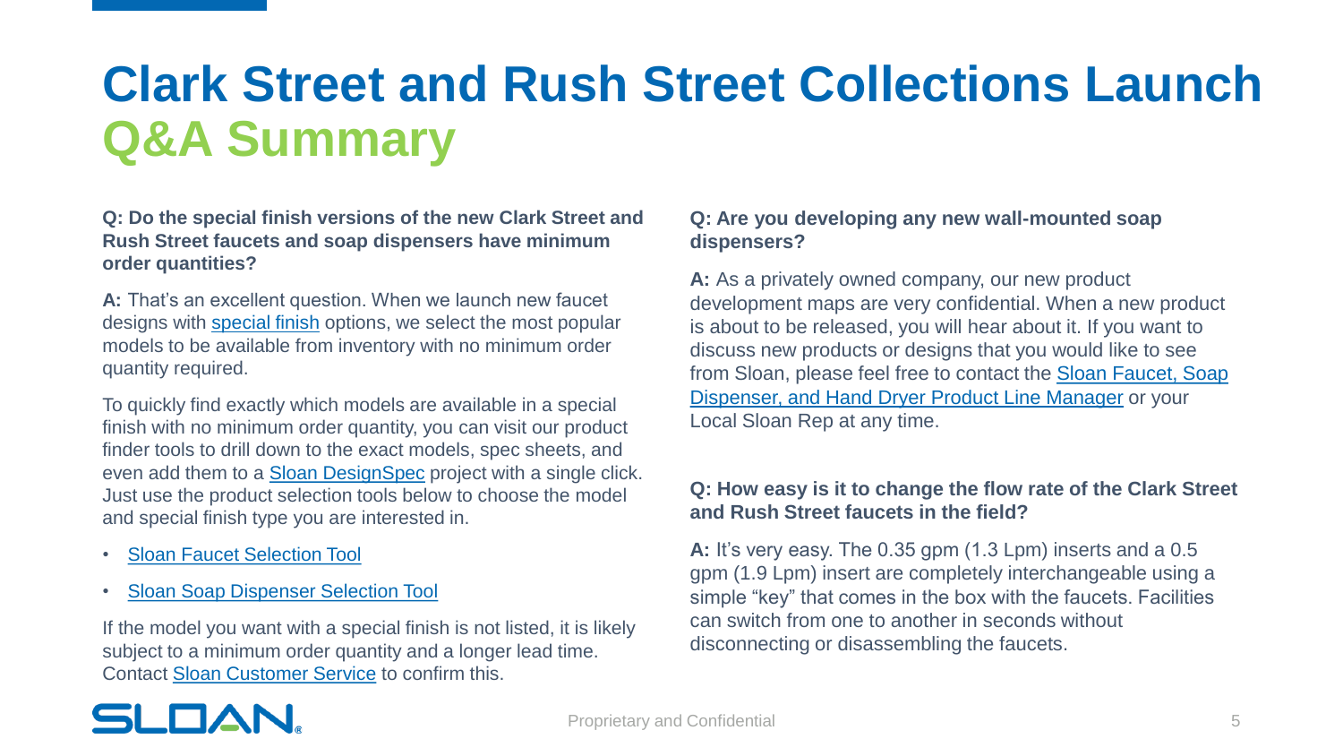# Clark Street and Rush Street Collections Launch
## Q&A Summary

**Q: Do the special finish versions of the new Clark Street and Rush Street faucets and soap dispensers have minimum order quantities?**

**A:** That's an excellent question. When we launch new faucet designs with special finish options, we select the most popular models to be available from inventory with no minimum order quantity required.

To quickly find exactly which models are available in a special finish with no minimum order quantity, you can visit our product finder tools to drill down to the exact models, spec sheets, and even add them to a Sloan DesignSpec project with a single click. Just use the product selection tools below to choose the model and special finish type you are interested in.

- Sloan Faucet Selection Tool
- Sloan Soap Dispenser Selection Tool

If the model you want with a special finish is not listed, it is likely subject to a minimum order quantity and a longer lead time. Contact Sloan Customer Service to confirm this.

**Q: Are you developing any new wall-mounted soap dispensers?**

**A:** As a privately owned company, our new product development maps are very confidential. When a new product is about to be released, you will hear about it. If you want to discuss new products or designs that you would like to see from Sloan, please feel free to contact the Sloan Faucet, Soap Dispenser, and Hand Dryer Product Line Manager or your Local Sloan Rep at any time.

**Q: How easy is it to change the flow rate of the Clark Street and Rush Street faucets in the field?**

**A:** It's very easy. The 0.35 gpm (1.3 Lpm) inserts and a 0.5 gpm (1.9 Lpm) insert are completely interchangeable using a simple "key" that comes in the box with the faucets. Facilities can switch from one to another in seconds without disconnecting or disassembling the faucets.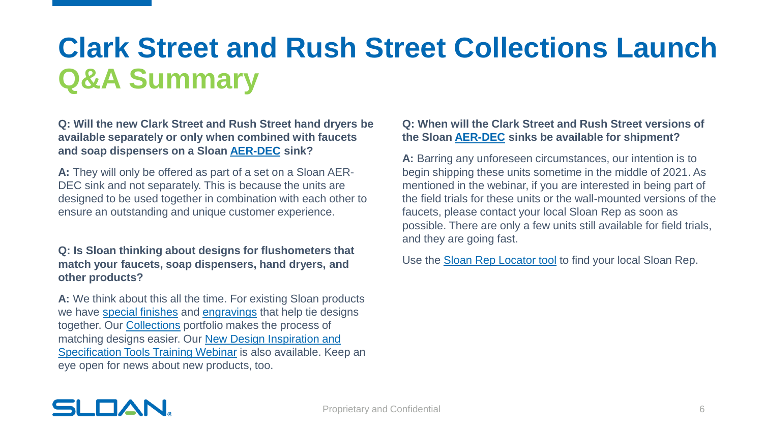# Clark Street and Rush Street Collections Launch

## Q&A Summary

**Q: Will the new Clark Street and Rush Street hand dryers be available separately or only when combined with faucets and soap dispensers on a Sloan AER-DEC sink?**

**A:** They will only be offered as part of a set on a Sloan AER-DEC sink and not separately. This is because the units are designed to be used together in combination with each other to ensure an outstanding and unique customer experience.

**Q: Is Sloan thinking about designs for flushometers that match your faucets, soap dispensers, hand dryers, and other products?**

**A:** We think about this all the time. For existing Sloan products we have special finishes and engravings that help tie designs together. Our Collections portfolio makes the process of matching designs easier. Our New Design Inspiration and Specification Tools Training Webinar is also available. Keep an eye open for news about new products, too.

**Q: When will the Clark Street and Rush Street versions of the Sloan AER-DEC sinks be available for shipment?**

**A:** Barring any unforeseen circumstances, our intention is to begin shipping these units sometime in the middle of 2021. As mentioned in the webinar, if you are interested in being part of the field trials for these units or the wall-mounted versions of the faucets, please contact your local Sloan Rep as soon as possible. There are only a few units still available for field trials, and they are going fast.

Use the Sloan Rep Locator tool to find your local Sloan Rep.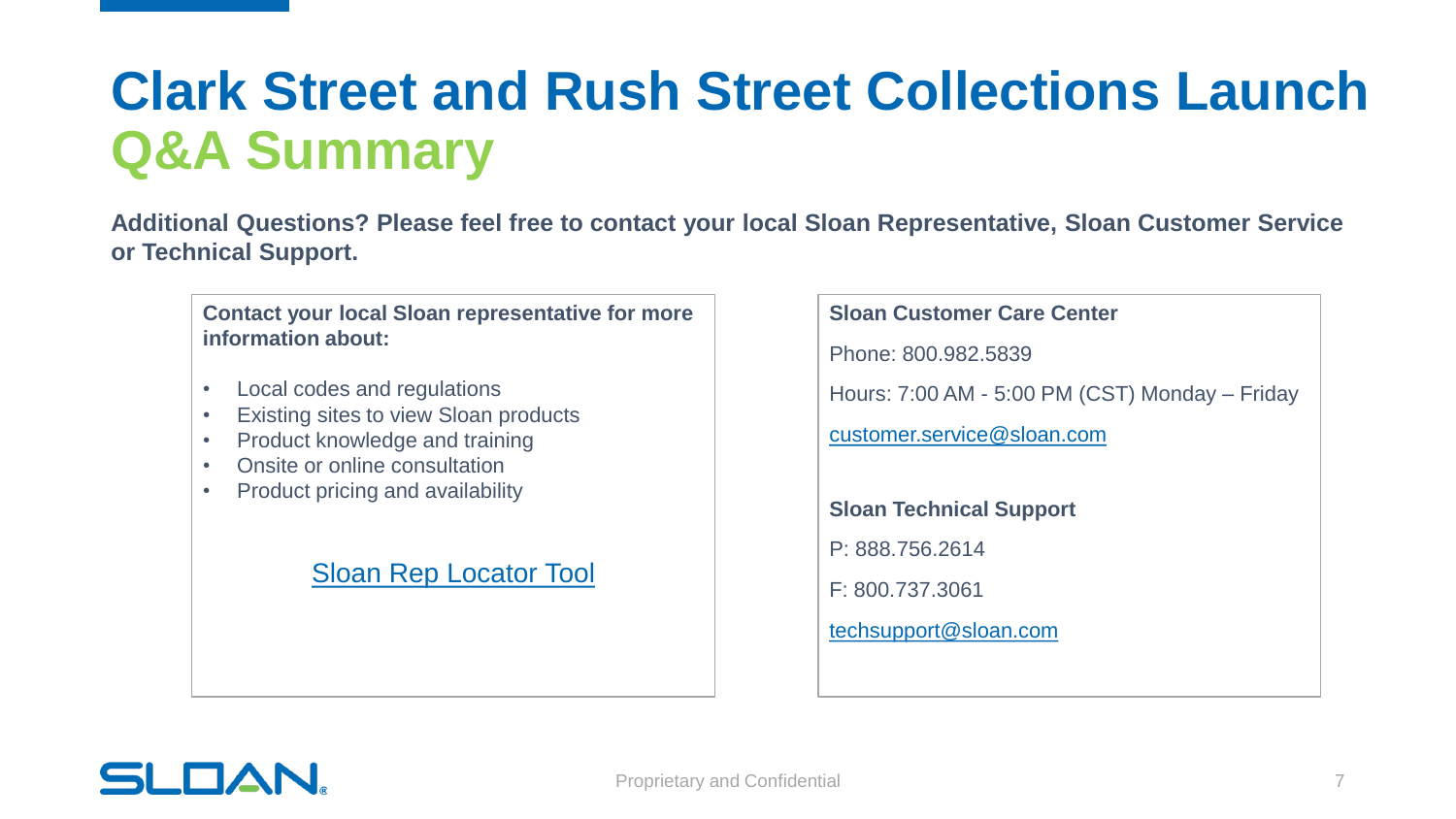# Clark Street and Rush Street Collections Launch
## Q&A Summary

**Additional Questions? Please feel free to contact your local Sloan Representative, Sloan Customer Service or Technical Support.**

**Contact your local Sloan representative for more information about:**

- Local codes and regulations
- Existing sites to view Sloan products
- Product knowledge and training
- Onsite or online consultation
- Product pricing and availability

Sloan Rep Locator Tool

**Sloan Customer Care Center**

Phone: 800.982.5839

Hours: 7:00 AM - 5:00 PM (CST) Monday – Friday

customer.service@sloan.com

**Sloan Technical Support**

P: 888.756.2614

F: 800.737.3061

techsupport@sloan.com

Proprietary and Confidential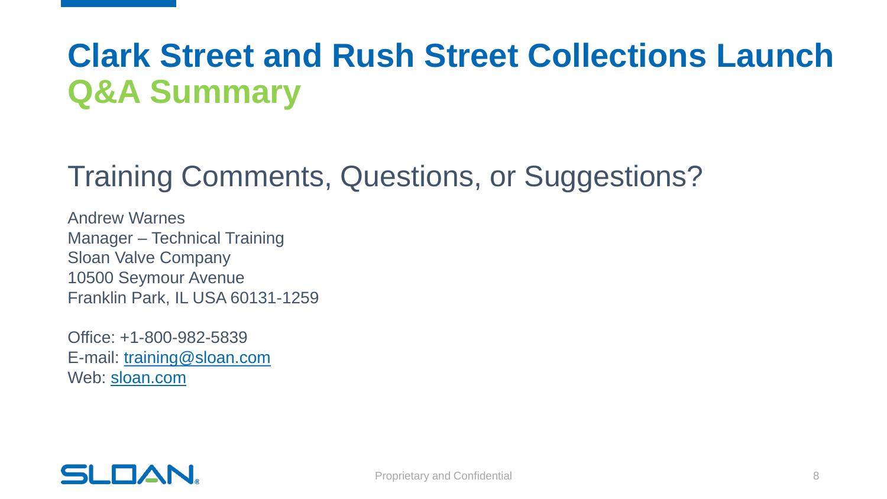# Clark Street and Rush Street Collections Launch
## Q&A Summary

## Training Comments, Questions, or Suggestions?

Andrew Warnes
Manager – Technical Training
Sloan Valve Company
10500 Seymour Avenue
Franklin Park, IL USA 60131-1259

Office: +1-800-982-5839
E-mail: [training@sloan.com](mailto:training@sloan.com)
Web: [sloan.com](https://sloan.com)

SLOAN

Proprietary and Confidential